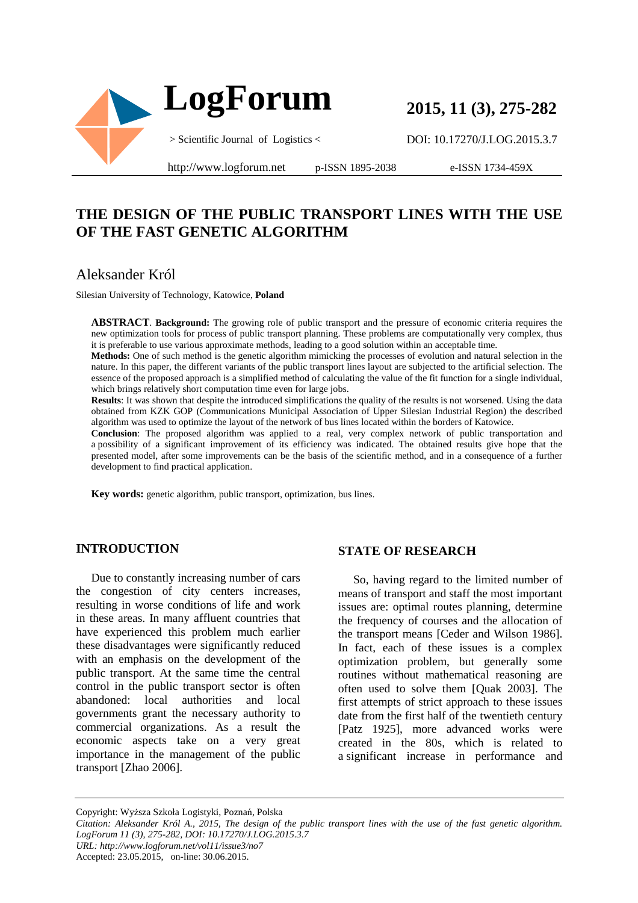# THE DESIGN OF THE PUBLIC TRANSPORT LINES WITH THE USE OF THE FAST GENETIC ALGORITHM

## Aleksander Król

Silesian University of Technology, Katowice, **Poland**

**ABSTRACT**. **Background:** The growing role of public transport and the pressure of economic criteria requires the new optimization tools for process of public transport planning. These problems are computationally very complex, thus it is preferable to use various approximate methods, leading to a good solution within an acceptable time.

**Methods:** One of such method is the genetic algorithm mimicking the processes of evolution and natural selection in the nature. In this paper, the different variants of the public transport lines layout are subjected to the artificial selection. The essence of the proposed approach is a simplified method of calculating the value of the fit function for a single individual, which brings relatively short computation time even for large jobs.

**Results**: It was shown that despite the introduced simplifications the quality of the results is not worsened. Using the data obtained from KZK GOP (Communications Municipal Association of Upper Silesian Industrial Region) the described algorithm was used to optimize the layout of the network of bus lines located within the borders of Katowice.

**Conclusion**: The proposed algorithm was applied to a real, very complex network of public transportation and a possibility of a significant improvement of its efficiency was indicated. The obtained results give hope that the presented model, after some improvements can be the basis of the scientific method, and in a consequence of a further development to find practical application.

**Key words:** genetic algorithm, public transport, optimization, bus lines.

## INTRODUCTION

Due to constantly increasing number of cars the congestion of city centers increases, resulting in worse conditions of life and work in these areas. In many affluent countries that have experienced this problem much earlier these disadvantages were significantly reduced with an emphasis on the development of the public transport. At the same time the central control in the public transport sector is often abandoned: local authorities and local governments grant the necessary authority to commercial organizations. As a result the economic aspects take on a very great importance in the management of the public transport [Zhao 2006].

## STATE OF RESEARCH

So, having regard to the limited number of means of transport and staff the most important issues are: optimal routes planning, determine the frequency of courses and the allocation of the transport means [Ceder and Wilson 1986]. In fact, each of these issues is a complex optimization problem, but generally some routines without mathematical reasoning are often used to solve them [Quak 2003]. The first attempts of strict approach to these issues date from the first half of the twentieth century [Patz 1925], more advanced works were created in the 80s, which is related to a significant increase in performance and

Copyright: Wyższa Szkoła Logistyki, Poznań, Polska

*Citation: Aleksander Król A., 2015, The design of the public transport lines with the use of the fast genetic algorithm. LogForum 11 (3), 275-282, DOI: 10.17270/J.LOG.2015.3.7*

*URL: http://www.logforum.net/vol11/issue3/no7*

Accepted: 23.05.2015, on-line: 30.06.2015.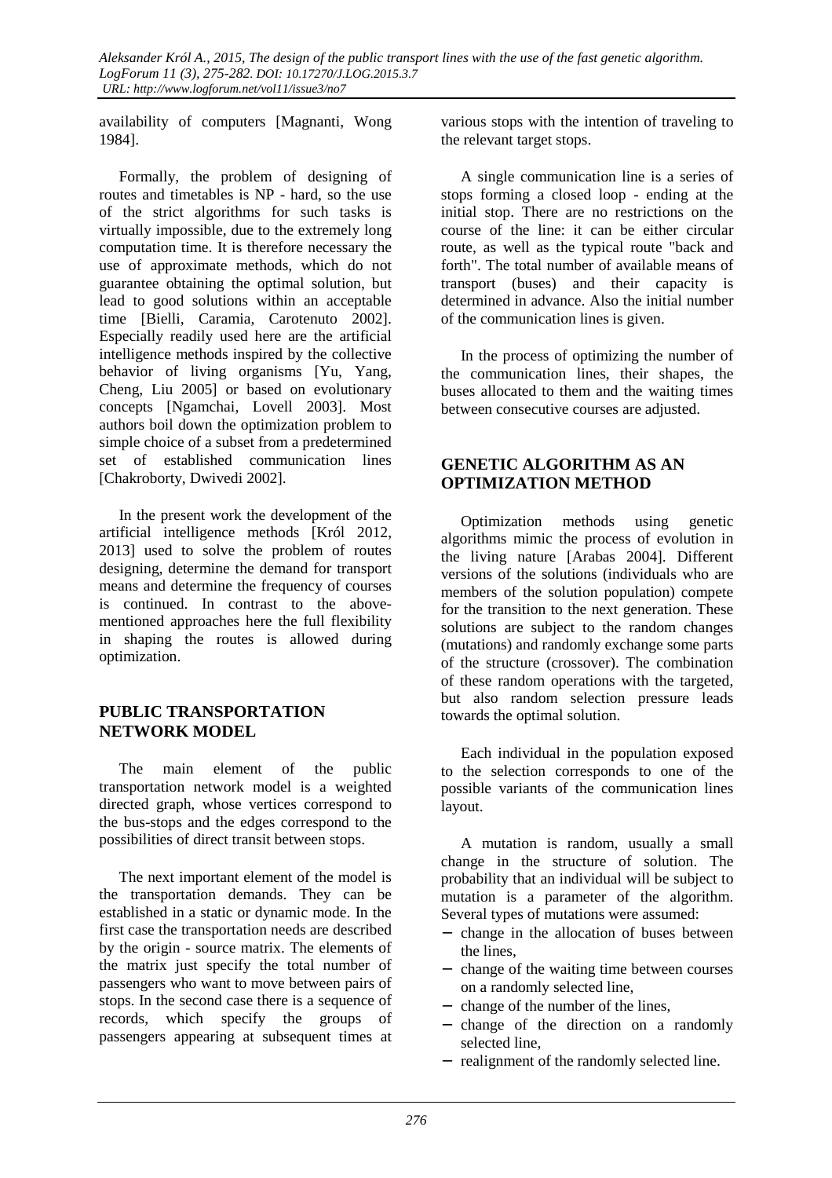availability of computers [Magnanti, Wong 1984].

Formally, the problem of designing of routes and timetables is NP - hard, so the use of the strict algorithms for such tasks is virtually impossible, due to the extremely long computation time. It is therefore necessary the use of approximate methods, which do not guarantee obtaining the optimal solution, but lead to good solutions within an acceptable time [Bielli, Caramia, Carotenuto 2002]. Especially readily used here are the artificial intelligence methods inspired by the collective behavior of living organisms [Yu, Yang, Cheng, Liu 2005] or based on evolutionary concepts [Ngamchai, Lovell 2003]. Most authors boil down the optimization problem to simple choice of a subset from a predetermined set of established communication lines [Chakroborty, Dwivedi 2002].

In the present work the development of the artificial intelligence methods [Król 2012, 2013] used to solve the problem of routes designing, determine the demand for transport means and determine the frequency of courses is continued. In contrast to the above-mentioned approaches here the full flexibility in shaping the routes is allowed during optimization.

## PUBLIC TRANSPORTATION NETWORK MODEL

The main element of the public transportation network model is a weighted directed graph, whose vertices correspond to the bus-stops and the edges correspond to the possibilities of direct transit between stops.

The next important element of the model is the transportation demands. They can be established in a static or dynamic mode. In the first case the transportation needs are described by the origin - source matrix. The elements of the matrix just specify the total number of passengers who want to move between pairs of stops. In the second case there is a sequence of records, which specify the groups of passengers appearing at subsequent times at various stops with the intention of traveling to the relevant target stops.

A single communication line is a series of stops forming a closed loop - ending at the initial stop. There are no restrictions on the course of the line: it can be either circular route, as well as the typical route "back and forth". The total number of available means of transport (buses) and their capacity is determined in advance. Also the initial number of the communication lines is given.

In the process of optimizing the number of the communication lines, their shapes, the buses allocated to them and the waiting times between consecutive courses are adjusted.

## GENETIC ALGORITHM AS AN OPTIMIZATION METHOD

Optimization methods using genetic algorithms mimic the process of evolution in the living nature [Arabas 2004]. Different versions of the solutions (individuals who are members of the solution population) compete for the transition to the next generation. These solutions are subject to the random changes (mutations) and randomly exchange some parts of the structure (crossover). The combination of these random operations with the targeted, but also random selection pressure leads towards the optimal solution.

Each individual in the population exposed to the selection corresponds to one of the possible variants of the communication lines layout.

A mutation is random, usually a small change in the structure of solution. The probability that an individual will be subject to mutation is a parameter of the algorithm. Several types of mutations were assumed:

- change in the allocation of buses between the lines,
- change of the waiting time between courses on a randomly selected line,
- change of the number of the lines,
- change of the direction on a randomly selected line,
- realignment of the randomly selected line.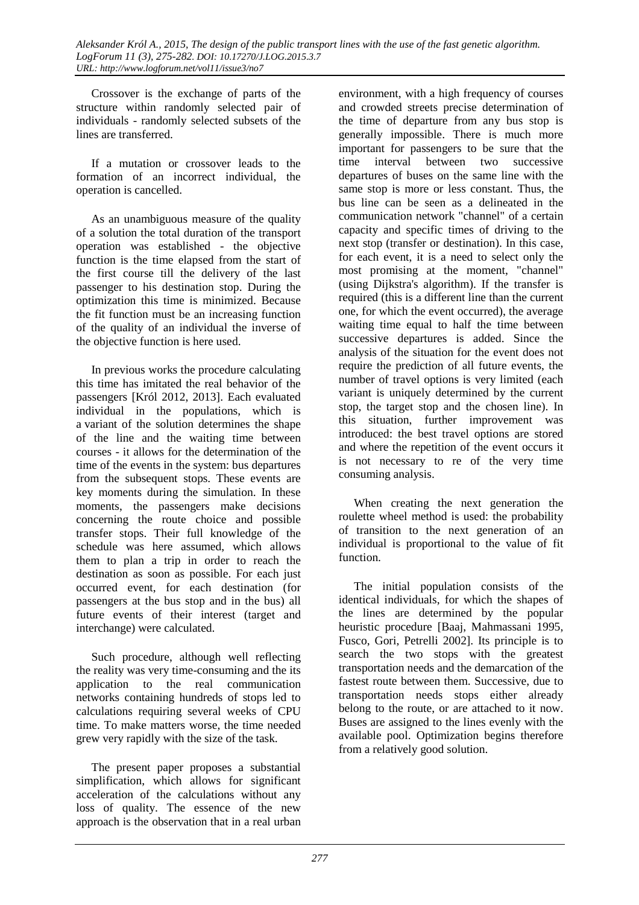Crossover is the exchange of parts of the structure within randomly selected pair of individuals - randomly selected subsets of the lines are transferred.

If a mutation or crossover leads to the formation of an incorrect individual, the operation is cancelled.

As an unambiguous measure of the quality of a solution the total duration of the transport operation was established - the objective function is the time elapsed from the start of the first course till the delivery of the last passenger to his destination stop. During the optimization this time is minimized. Because the fit function must be an increasing function of the quality of an individual the inverse of the objective function is here used.

In previous works the procedure calculating this time has imitated the real behavior of the passengers [Król 2012, 2013]. Each evaluated individual in the populations, which is a variant of the solution determines the shape of the line and the waiting time between courses - it allows for the determination of the time of the events in the system: bus departures from the subsequent stops. These events are key moments during the simulation. In these moments, the passengers make decisions concerning the route choice and possible transfer stops. Their full knowledge of the schedule was here assumed, which allows them to plan a trip in order to reach the destination as soon as possible. For each just occurred event, for each destination (for passengers at the bus stop and in the bus) all future events of their interest (target and interchange) were calculated.

Such procedure, although well reflecting the reality was very time-consuming and the its application to the real communication networks containing hundreds of stops led to calculations requiring several weeks of CPU time. To make matters worse, the time needed grew very rapidly with the size of the task.

The present paper proposes a substantial simplification, which allows for significant acceleration of the calculations without any loss of quality. The essence of the new approach is the observation that in a real urban environment, with a high frequency of courses and crowded streets precise determination of the time of departure from any bus stop is generally impossible. There is much more important for passengers to be sure that the time interval between two successive departures of buses on the same line with the same stop is more or less constant. Thus, the bus line can be seen as a delineated in the communication network "channel" of a certain capacity and specific times of driving to the next stop (transfer or destination). In this case, for each event, it is a need to select only the most promising at the moment, "channel" (using Dijkstra's algorithm). If the transfer is required (this is a different line than the current one, for which the event occurred), the average waiting time equal to half the time between successive departures is added. Since the analysis of the situation for the event does not require the prediction of all future events, the number of travel options is very limited (each variant is uniquely determined by the current stop, the target stop and the chosen line). In this situation, further improvement was introduced: the best travel options are stored and where the repetition of the event occurs it is not necessary to re of the very time consuming analysis.

When creating the next generation the roulette wheel method is used: the probability of transition to the next generation of an individual is proportional to the value of fit function.

The initial population consists of the identical individuals, for which the shapes of the lines are determined by the popular heuristic procedure [Baaj, Mahmassani 1995, Fusco, Gori, Petrelli 2002]. Its principle is to search the two stops with the greatest transportation needs and the demarcation of the fastest route between them. Successive, due to transportation needs stops either already belong to the route, or are attached to it now. Buses are assigned to the lines evenly with the available pool. Optimization begins therefore from a relatively good solution.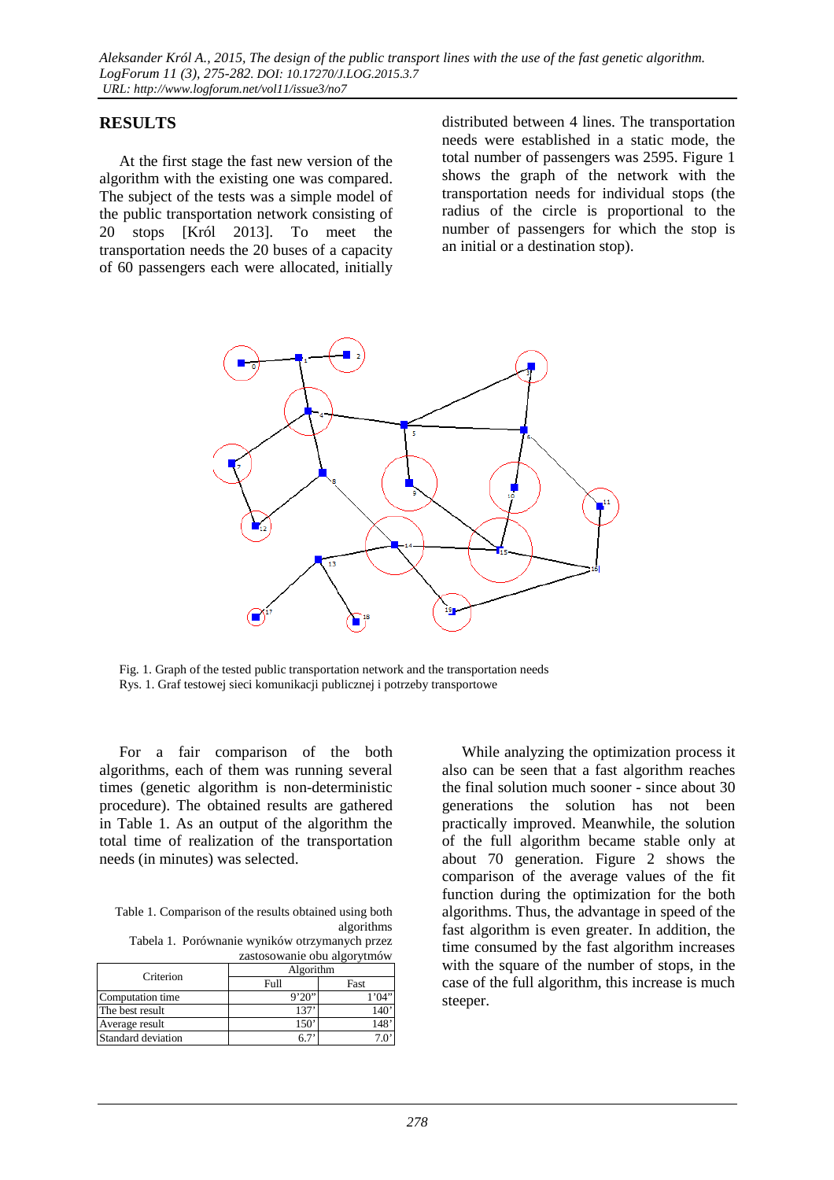## RESULTS

At the first stage the fast new version of the algorithm with the existing one was compared. The subject of the tests was a simple model of the public transportation network consisting of 20 stops [Król 2013]. To meet the transportation needs the 20 buses of a capacity of 60 passengers each were allocated, initially distributed between 4 lines. The transportation needs were established in a static mode, the total number of passengers was 2595. Figure 1 shows the graph of the network with the transportation needs for individual stops (the radius of the circle is proportional to the number of passengers for which the stop is an initial or a destination stop).

Fig. 1. Graph of the tested public transportation network and the transportation needs
Rys. 1. Graf testowej sieci komunikacji publicznej i potrzeby transportowe

For a fair comparison of the both algorithms, each of them was running several times (genetic algorithm is non-deterministic procedure). The obtained results are gathered in Table 1. As an output of the algorithm the total time of realization of the transportation needs (in minutes) was selected.

Table 1. Comparison of the results obtained using both algorithms
Tabela 1. Porównanie wyników otrzymanych przez zastosowanie obu algorytmów

| Criterion | Algorithm | |
|---|---|---|
| | Full | Fast |
| Computation time | 9'20" | 1'04" |
| The best result | 137' | 140' |
| Average result | 150' | 148' |
| Standard deviation | 6.7' | 7.0' |

While analyzing the optimization process it also can be seen that a fast algorithm reaches the final solution much sooner - since about 30 generations the solution has not been practically improved. Meanwhile, the solution of the full algorithm became stable only at about 70 generation. Figure 2 shows the comparison of the average values of the fit function during the optimization for the both algorithms. Thus, the advantage in speed of the fast algorithm is even greater. In addition, the time consumed by the fast algorithm increases with the square of the number of stops, in the case of the full algorithm, this increase is much steeper.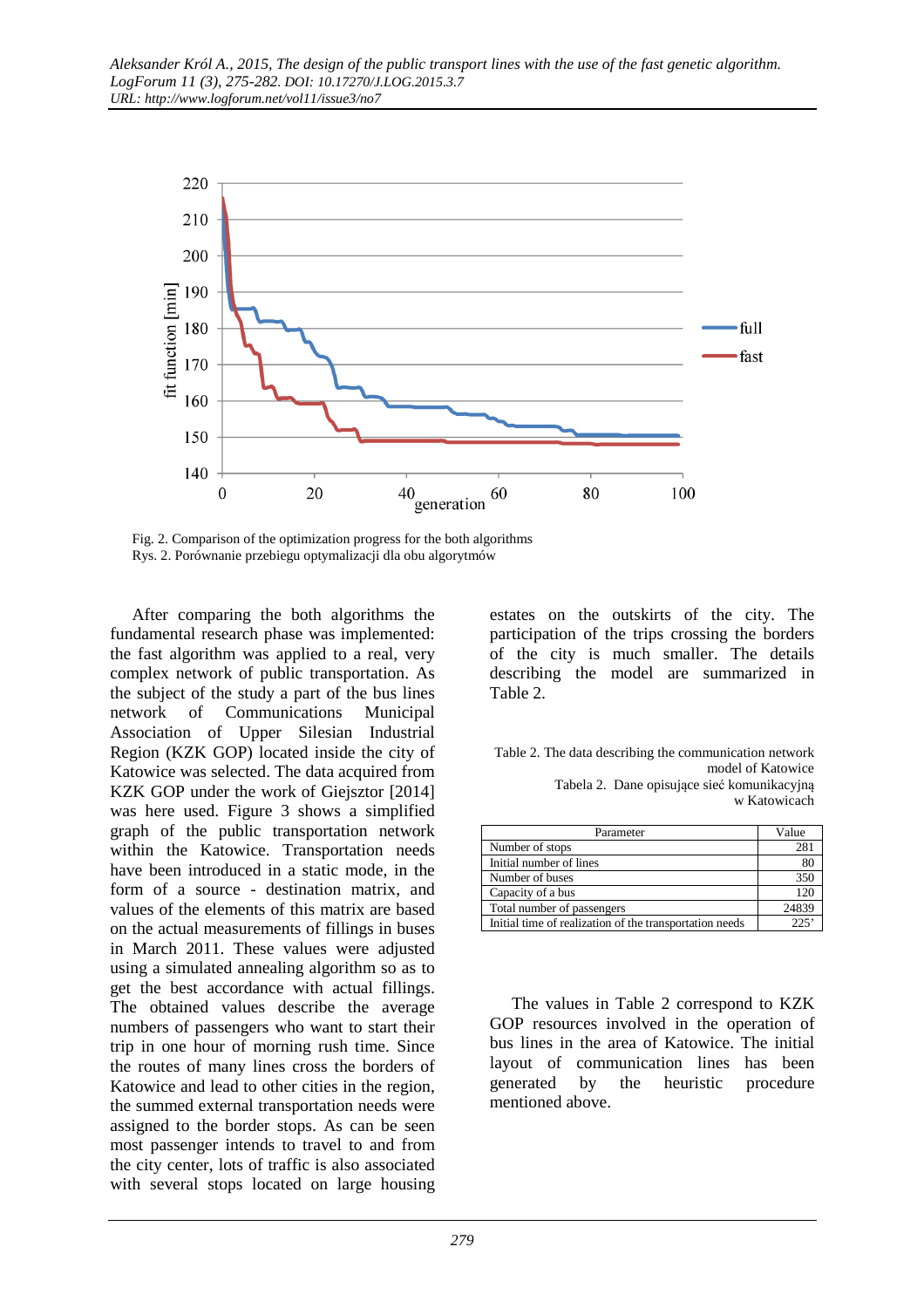Fig. 2. Comparison of the optimization progress for the both algorithms
Rys. 2. Porównanie przebiegu optymalizacji dla obu algorytmów

After comparing the both algorithms the fundamental research phase was implemented: the fast algorithm was applied to a real, very complex network of public transportation. As the subject of the study a part of the bus lines network of Communications Municipal Association of Upper Silesian Industrial Region (KZK GOP) located inside the city of Katowice was selected. The data acquired from KZK GOP under the work of Giejsztor [2014] was here used. Figure 3 shows a simplified graph of the public transportation network within the Katowice. Transportation needs have been introduced in a static mode, in the form of a source - destination matrix, and values of the elements of this matrix are based on the actual measurements of fillings in buses in March 2011. These values were adjusted using a simulated annealing algorithm so as to get the best accordance with actual fillings. The obtained values describe the average numbers of passengers who want to start their trip in one hour of morning rush time. Since the routes of many lines cross the borders of Katowice and lead to other cities in the region, the summed external transportation needs were assigned to the border stops. As can be seen most passenger intends to travel to and from the city center, lots of traffic is also associated with several stops located on large housing estates on the outskirts of the city. The participation of the trips crossing the borders of the city is much smaller. The details describing the model are summarized in Table 2.

Table 2. The data describing the communication network model of Katowice
Tabela 2. Dane opisujące sieć komunikacyjną w Katowicach

| Parameter | Value |
|---|---|
| Number of stops | 281 |
| Initial number of lines | 80 |
| Number of buses | 350 |
| Capacity of a bus | 120 |
| Total number of passengers | 24839 |
| Initial time of realization of the transportation needs | 225’ |

The values in Table 2 correspond to KZK GOP resources involved in the operation of bus lines in the area of Katowice. The initial layout of communication lines has been generated by the heuristic procedure mentioned above.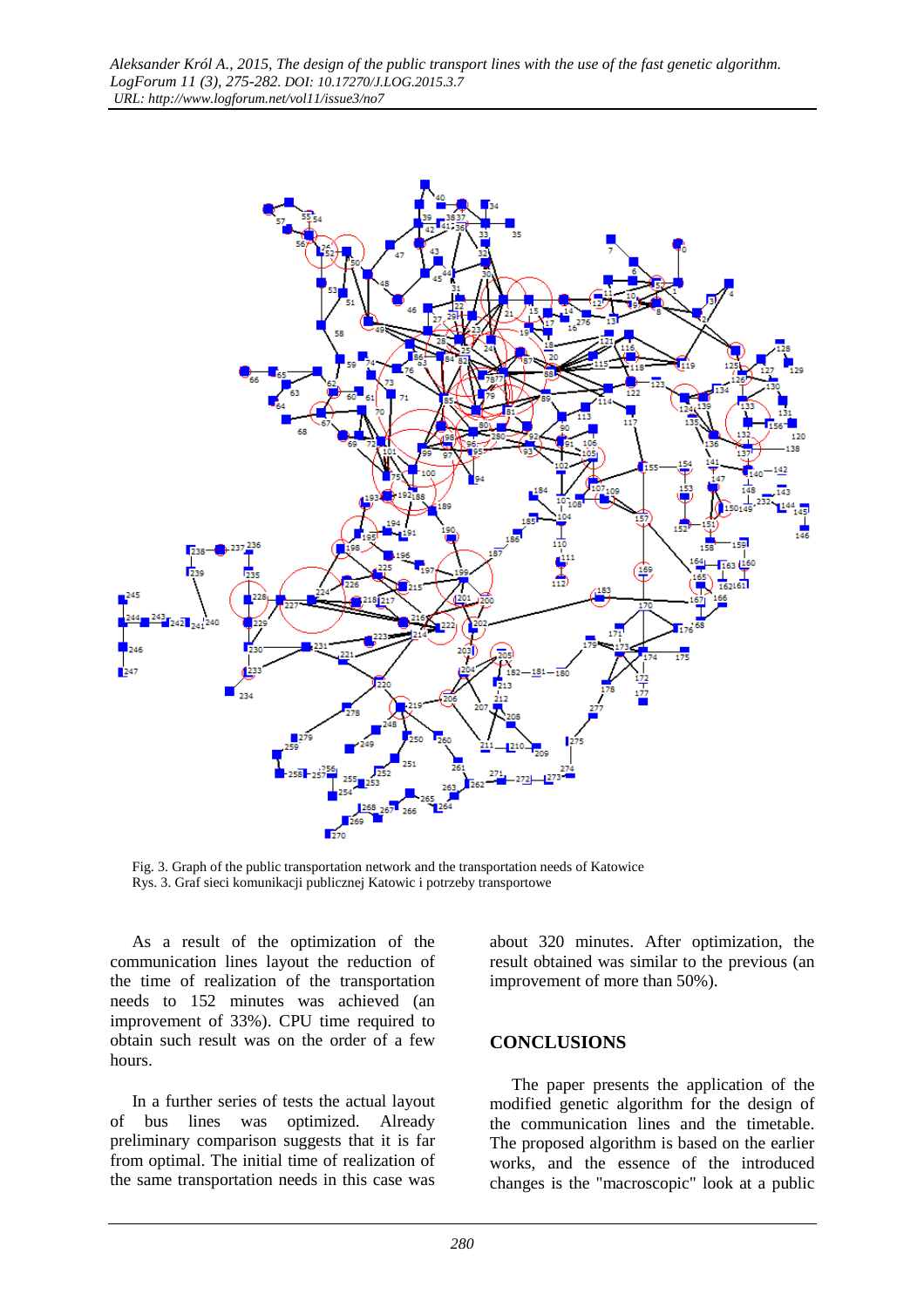Fig. 3. Graph of the public transportation network and the transportation needs of Katowice
Rys. 3. Graf sieci komunikacji publicznej Katowic i potrzeby transportowe

As a result of the optimization of the communication lines layout the reduction of the time of realization of transportation needs to 152 minutes was achieved (an improvement of 33%). CPU time required to obtain such result was on the order of a few hours.

In a further series of tests the actual layout of bus lines was optimized. Already preliminary comparison suggests that it is far from optimal. The initial time of realization of the same transportation needs in this case was about 320 minutes. After optimization, the result obtained was similar to the previous (an improvement of more than 50%).

## CONCLUSIONS

The paper presents the application of the modified genetic algorithm for the design of the communication lines and the timetable. The proposed algorithm is based on the earlier works, and the essence of the introduced changes is the "macroscopic" look at a public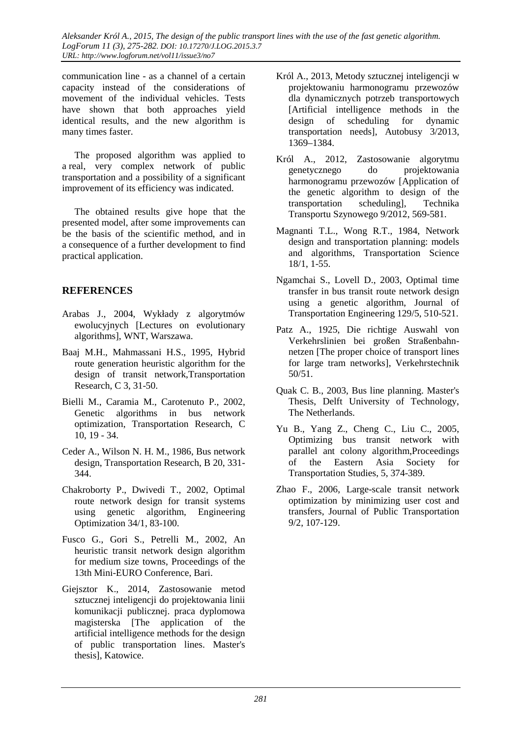communication line - as a channel of a certain capacity instead of the considerations of movement of the individual vehicles. Tests have shown that both approaches yield identical results, and the new algorithm is many times faster.

The proposed algorithm was applied to a real, very complex network of public transportation and a possibility of a significant improvement of its efficiency was indicated.

The obtained results give hope that the presented model, after some improvements can be the basis of the scientific method, and in a consequence of a further development to find practical application.

## REFERENCES

Arabas J., 2004, Wykłady z algorytmów ewolucyjnych [Lectures on evolutionary algorithms], WNT, Warszawa.

Baaj M.H., Mahmassani H.S., 1995, Hybrid route generation heuristic algorithm for the design of transit network,Transportation Research, C 3, 31-50.

Bielli M., Caramia M., Carotenuto P., 2002, Genetic algorithms in bus network optimization, Transportation Research, C 10, 19 - 34.

Ceder A., Wilson N. H. M., 1986, Bus network design, Transportation Research, B 20, 331-344.

Chakroborty P., Dwivedi T., 2002, Optimal route network design for transit systems using genetic algorithm, Engineering Optimization 34/1, 83-100.

Fusco G., Gori S., Petrelli M., 2002, An heuristic transit network design algorithm for medium size towns, Proceedings of the 13th Mini-EURO Conference, Bari.

Giejsztor K., 2014, Zastosowanie metod sztucznej inteligencji do projektowania linii komunikacji publicznej. praca dyplomowa magisterska [The application of the artificial intelligence methods for the design of public transportation lines. Master's thesis], Katowice.

Król A., 2013, Metody sztucznej inteligencji w projektowaniu harmonogramu przewozów dla dynamicznych potrzeb transportowych [Artificial intelligence methods in the design of scheduling for dynamic transportation needs], Autobusy 3/2013, 1369–1384.

Król A., 2012, Zastosowanie algorytmu genetycznego do projektowania harmonogramu przewozów [Application of the genetic algorithm to design of the transportation scheduling], Technika Transportu Szynowego 9/2012, 569-581.

Magnanti T.L., Wong R.T., 1984, Network design and transportation planning: models and algorithms, Transportation Science 18/1, 1-55.

Ngamchai S., Lovell D., 2003, Optimal time transfer in bus transit route network design using a genetic algorithm, Journal of Transportation Engineering 129/5, 510-521.

Patz A., 1925, Die richtige Auswahl von Verkehrslinien bei großen Straßenbahn-netzen [The proper choice of transport lines for large tram networks], Verkehrstechnik 50/51.

Quak C. B., 2003, Bus line planning. Master's Thesis, Delft University of Technology, The Netherlands.

Yu B., Yang Z., Cheng C., Liu C., 2005, Optimizing bus transit network with parallel ant colony algorithm,Proceedings of the Eastern Asia Society for Transportation Studies, 5, 374-389.

Zhao F., 2006, Large-scale transit network optimization by minimizing user cost and transfers, Journal of Public Transportation 9/2, 107-129.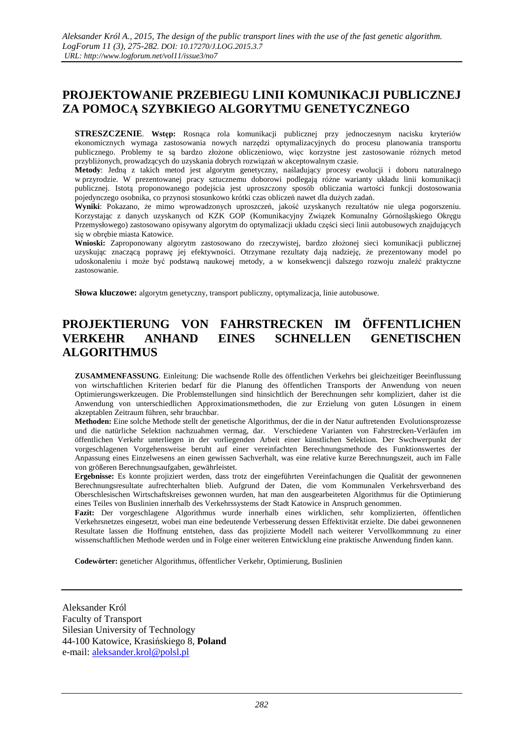## PROJEKTOWANIE PRZEBIEGU LINII KOMUNIKACJI PUBLICZNEJ ZA POMOCĄ SZYBKIEGO ALGORYTMU GENETYCZNEGO

**STRESZCZENIE**. **Wstęp:** Rosnąca rola komunikacji publicznej przy jednoczesnym nacisku kryteriów ekonomicznych wymaga zastosowania nowych narzędzi optymalizacyjnych do procesu planowania transportu publicznego. Problemy te są bardzo złożone obliczeniowo, więc korzystne jest zastosowanie różnych metod przybliżonych, prowadzących do uzyskania dobrych rozwiązań w akceptowalnym czasie.

**Metody**: Jedną z takich metod jest algorytm genetyczny, naśladujący procesy ewolucji i doboru naturalnego w przyrodzie. W prezentowanej pracy sztucznemu doborowi podlegają różne warianty układu linii komunikacji publicznej. Istotą proponowanego podejścia jest uproszczony sposób obliczania wartości funkcji dostosowania pojedynczego osobnika, co przynosi stosunkowo krótki czas obliczeń nawet dla dużych zadań.

**Wyniki**: Pokazano, że mimo wprowadzonych uproszczeń, jakość uzyskanych rezultatów nie ulega pogorszeniu. Korzystając z danych uzyskanych od KZK GOP (Komunikacyjny Związek Komunalny Górnośląskiego Okręgu Przemysłowego) zastosowano opisywany algorytm do optymalizacji układu części sieci linii autobusowych znajdujących się w obrębie miasta Katowice.

**Wnioski:** Zaproponowany algorytm zastosowano do rzeczywistej, bardzo złożonej sieci komunikacji publicznej uzyskując znaczącą poprawę jej efektywności. Otrzymane rezultaty dają nadzieję, że prezentowany model po udoskonaleniu i może być podstawą naukowej metody, a w konsekwencji dalszego rozwoju znaleźć praktyczne zastosowanie.

**Słowa kluczowe:** algorytm genetyczny, transport publiczny, optymalizacja, linie autobusowe.

## PROJEKTIERUNG VON FAHRSTRECKEN IM ÖFFENTLICHEN VERKEHR ANHAND EINES SCHNELLEN GENETISCHEN ALGORITHMUS

**ZUSAMMENFASSUNG**. Einleitung: Die wachsende Rolle des öffentlichen Verkehrs bei gleichzeitiger Beeinflussung von wirtschaftlichen Kriterien bedarf für die Planung des öffentlichen Transports der Anwendung von neuen Optimierungswerkzeugen. Die Problemstellungen sind hinsichtlich der Berechnungen sehr kompliziert, daher ist die Anwendung von unterschiedlichen Approximationsmethoden, die zur Erzielung von guten Lösungen in einem akzeptablen Zeitraum führen, sehr brauchbar.

**Methoden:** Eine solche Methode stellt der genetische Algorithmus, der die in der Natur auftretenden Evolutionsprozesse und die natürliche Selektion nachzuahmen vermag, dar. Verschiedene Varianten von Fahrstrecken-Verläufen im öffentlichen Verkehr unterliegen in der vorliegenden Arbeit einer künstlichen Selektion. Der Swchwerpunkt der vorgeschlagenen Vorgehensweise beruht auf einer vereinfachten Berechnungsmethode des Funktionswertes der Anpassung eines Einzelwesens an einen gewissen Sachverhalt, was eine relative kurze Berechnungszeit, auch im Falle von größeren Berechnungsaufgaben, gewährleistet.

**Ergebnisse:** Es konnte projiziert werden, dass trotz der eingeführten Vereinfachungen die Qualität der gewonnenen Berechnungsresultate aufrechterhalten blieb. Aufgrund der Daten, die vom Kommunalen Verkehrsverband des Oberschlesischen Wirtschaftskreises gewonnen wurden, hat man den ausgearbeiteten Algorithmus für die Optimierung eines Teiles von Buslinien innerhalb des Verkehrssystems der Stadt Katowice in Anspruch genommen.

**Fazit:** Der vorgeschlagene Algorithmus wurde innerhalb eines wirklichen, sehr komplizierten, öffentlichen Verkehrsnetzes eingesetzt, wobei man eine bedeutende Verbesserung dessen Effektivität erzielte. Die dabei gewonnenen Resultate lassen die Hoffnung entstehen, dass das projizierte Modell nach weiterer Vervollkommnung zu einer wissenschaftlichen Methode werden und in Folge einer weiteren Entwicklung eine praktische Anwendung finden kann.

**Codewörter:** geneticher Algorithmus, öffentlicher Verkehr, Optimierung, Buslinien

---

Aleksander Król
Faculty of Transport
Silesian University of Technology
44-100 Katowice, Krasińskiego 8, **Poland**
e-mail: aleksander.krol@polsl.pl